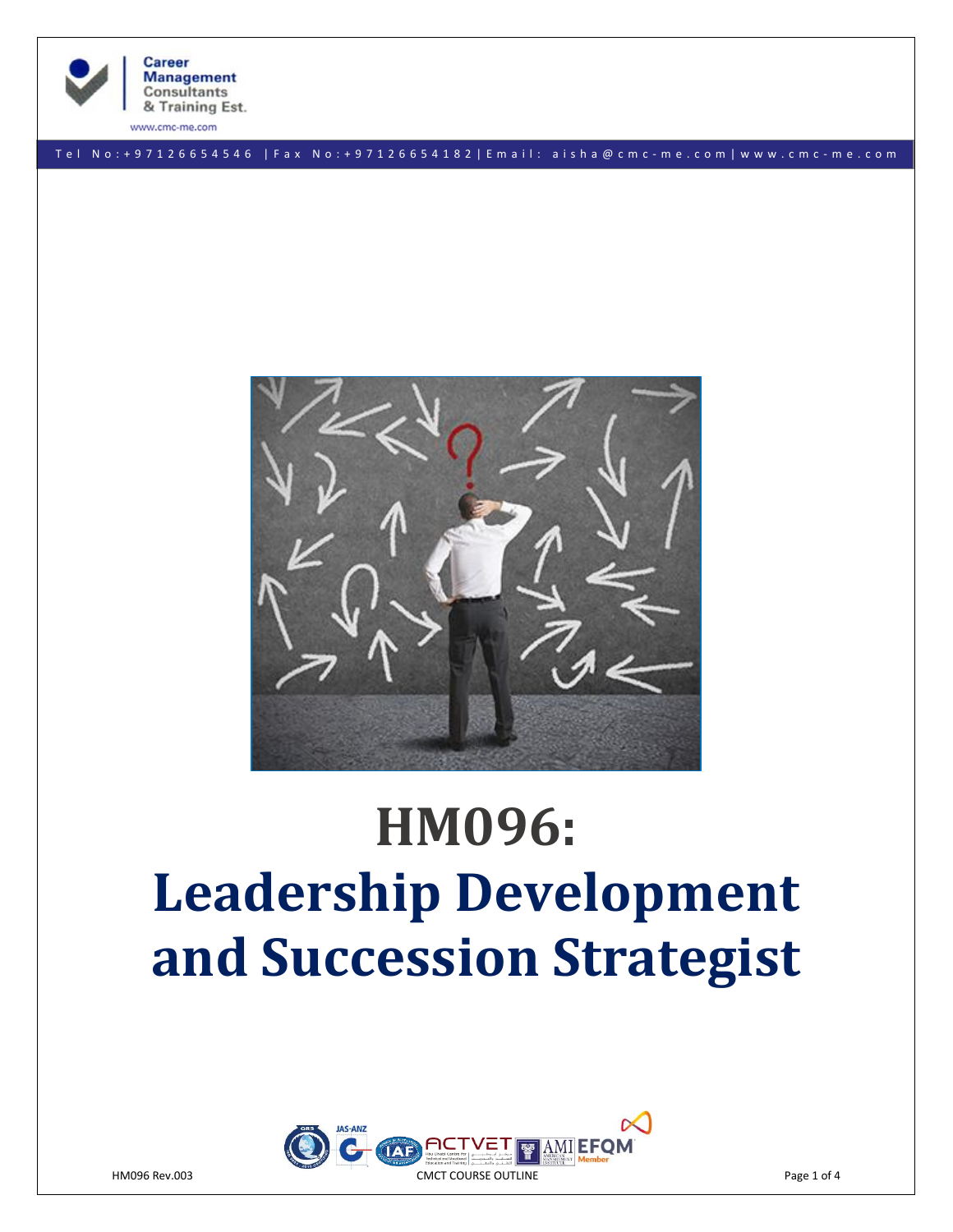Career Management Consultants & Training Est.

www.cmc-me.com

Tel No:+97126654546 | Fax No:+97126654182 | Email: aisha@cmc-me.com | www.cmc-me.com

# HM096: Leadership Development and Succession Strategist

HM096 Rev.003

CMCT COURSE OUTLINE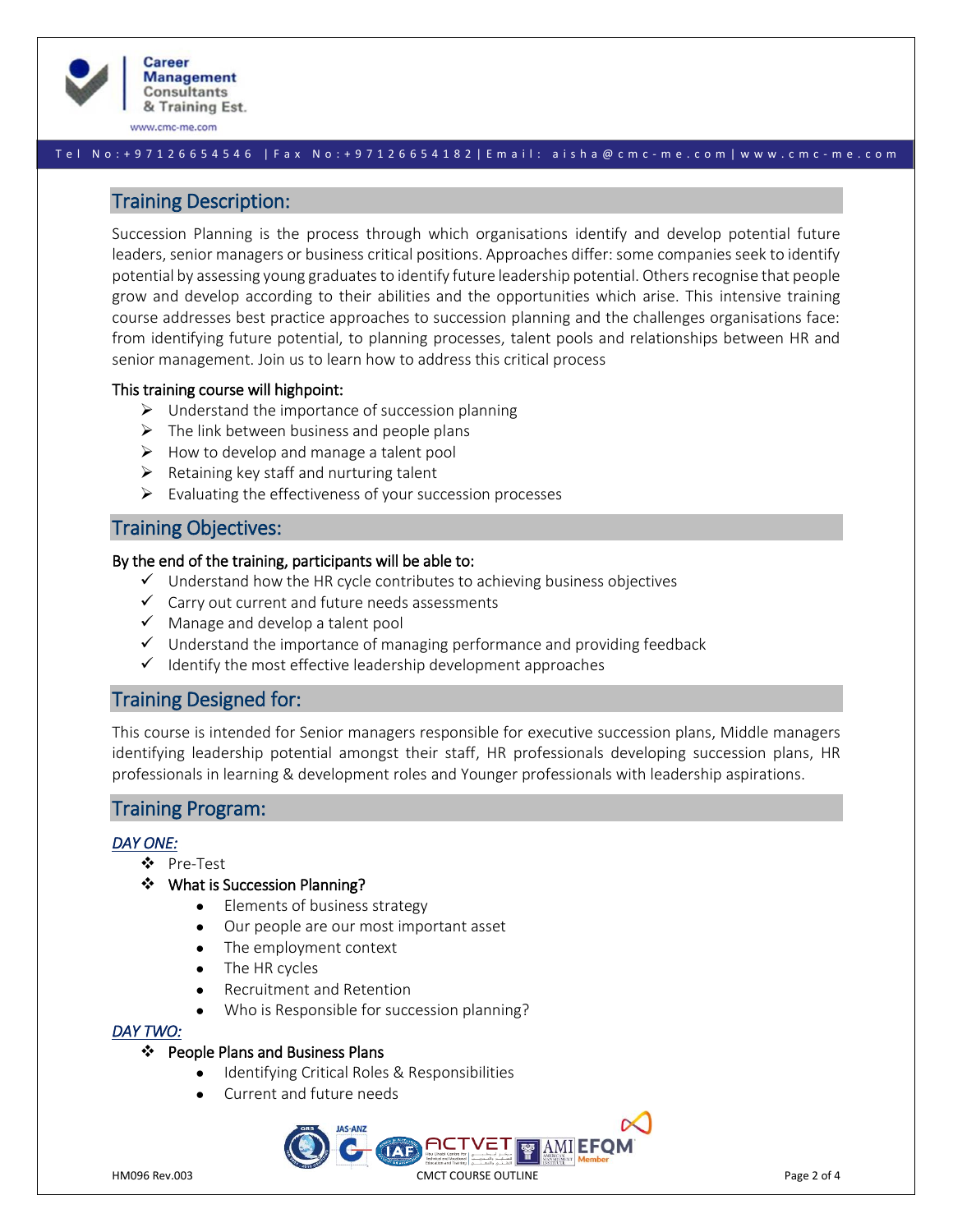## Training Description:

Succession Planning is the process through which organisations identify and develop potential future leaders, senior managers or business critical positions. Approaches differ: some companies seek to identify potential by assessing young graduates to identify future leadership potential. Others recognise that people grow and develop according to their abilities and the opportunities which arise. This intensive training course addresses best practice approaches to succession planning and the challenges organisations face: from identifying future potential, to planning processes, talent pools and relationships between HR and senior management. Join us to learn how to address this critical process

**This training course will highpoint:**

- Understand the importance of succession planning
- The link between business and people plans
- How to develop and manage a talent pool
- Retaining key staff and nurturing talent
- Evaluating the effectiveness of your succession processes

## Training Objectives:

**By the end of the training, participants will be able to:**

- ✓ Understand how the HR cycle contributes to achieving business objectives
- ✓ Carry out current and future needs assessments
- ✓ Manage and develop a talent pool
- ✓ Understand the importance of managing performance and providing feedback
- ✓ Identify the most effective leadership development approaches

## Training Designed for:

This course is intended for Senior managers responsible for executive succession plans, Middle managers identifying leadership potential amongst their staff, HR professionals developing succession plans, HR professionals in learning & development roles and Younger professionals with leadership aspirations.

## Training Program:

***DAY ONE:***

- Pre-Test
- What is Succession Planning?
    - Elements of business strategy
    - Our people are our most important asset
    - The employment context
    - The HR cycles
    - Recruitment and Retention
    - Who is Responsible for succession planning?

***DAY TWO:***

- People Plans and Business Plans
    - Identifying Critical Roles & Responsibilities
    - Current and future needs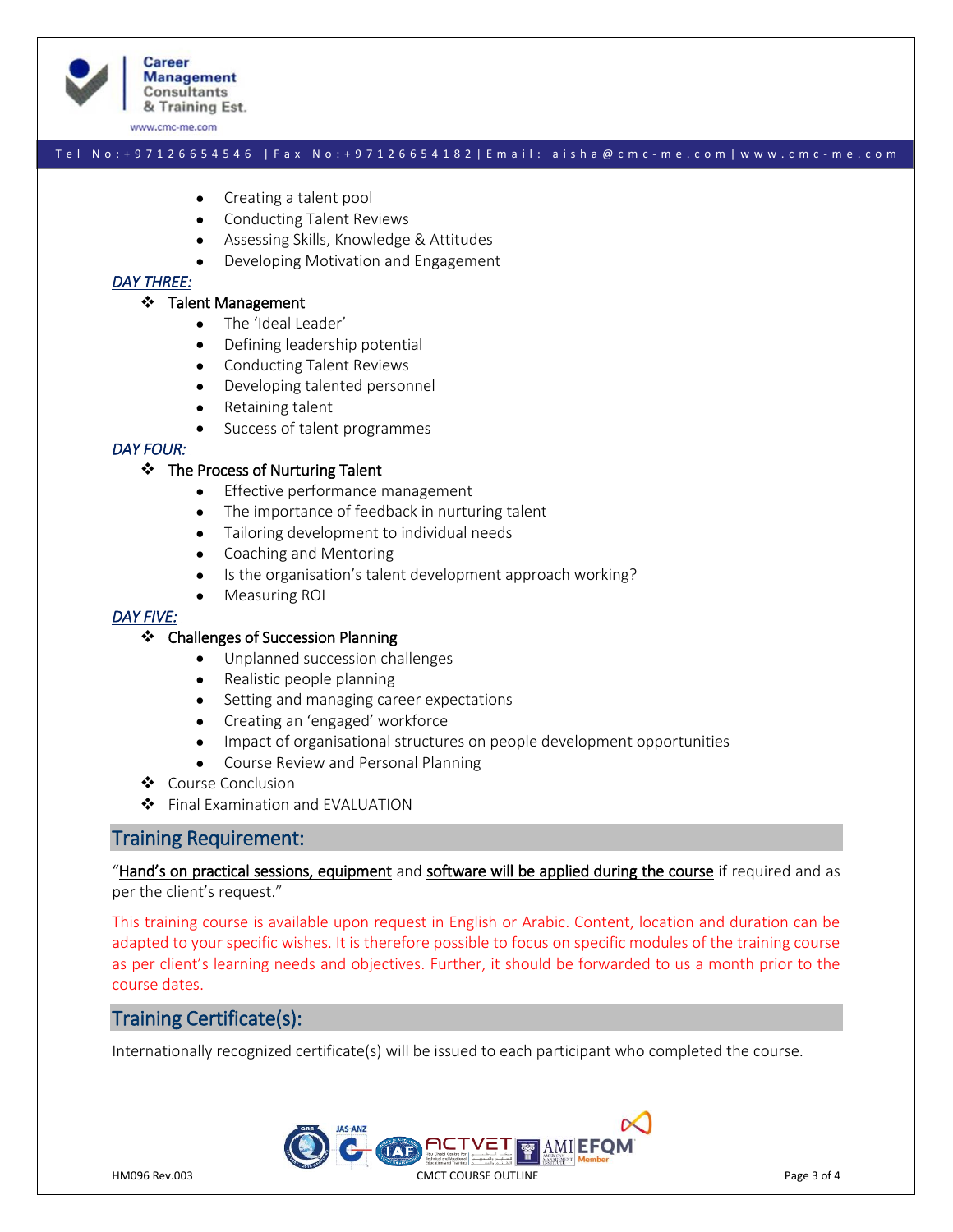- Creating a talent pool
- Conducting Talent Reviews
- Assessing Skills, Knowledge & Attitudes
- Developing Motivation and Engagement

***DAY THREE:***

- Talent Management
    - The 'Ideal Leader'
    - Defining leadership potential
    - Conducting Talent Reviews
    - Developing talented personnel
    - Retaining talent
    - Success of talent programmes

***DAY FOUR:***

- The Process of Nurturing Talent
    - Effective performance management
    - The importance of feedback in nurturing talent
    - Tailoring development to individual needs
    - Coaching and Mentoring
    - Is the organisation's talent development approach working?
    - Measuring ROI

***DAY FIVE:***

- Challenges of Succession Planning
    - Unplanned succession challenges
    - Realistic people planning
    - Setting and managing career expectations
    - Creating an 'engaged' workforce
    - Impact of organisational structures on people development opportunities
    - Course Review and Personal Planning
- Course Conclusion
- Final Examination and EVALUATION

## Training Requirement:

"Hand's on practical sessions, equipment and software will be applied during the course if required and as per the client's request."

This training course is available upon request in English or Arabic. Content, location and duration can be adapted to your specific wishes. It is therefore possible to focus on specific modules of the training course as per client's learning needs and objectives. Further, it should be forwarded to us a month prior to the course dates.

## Training Certificate(s):

Internationally recognized certificate(s) will be issued to each participant who completed the course.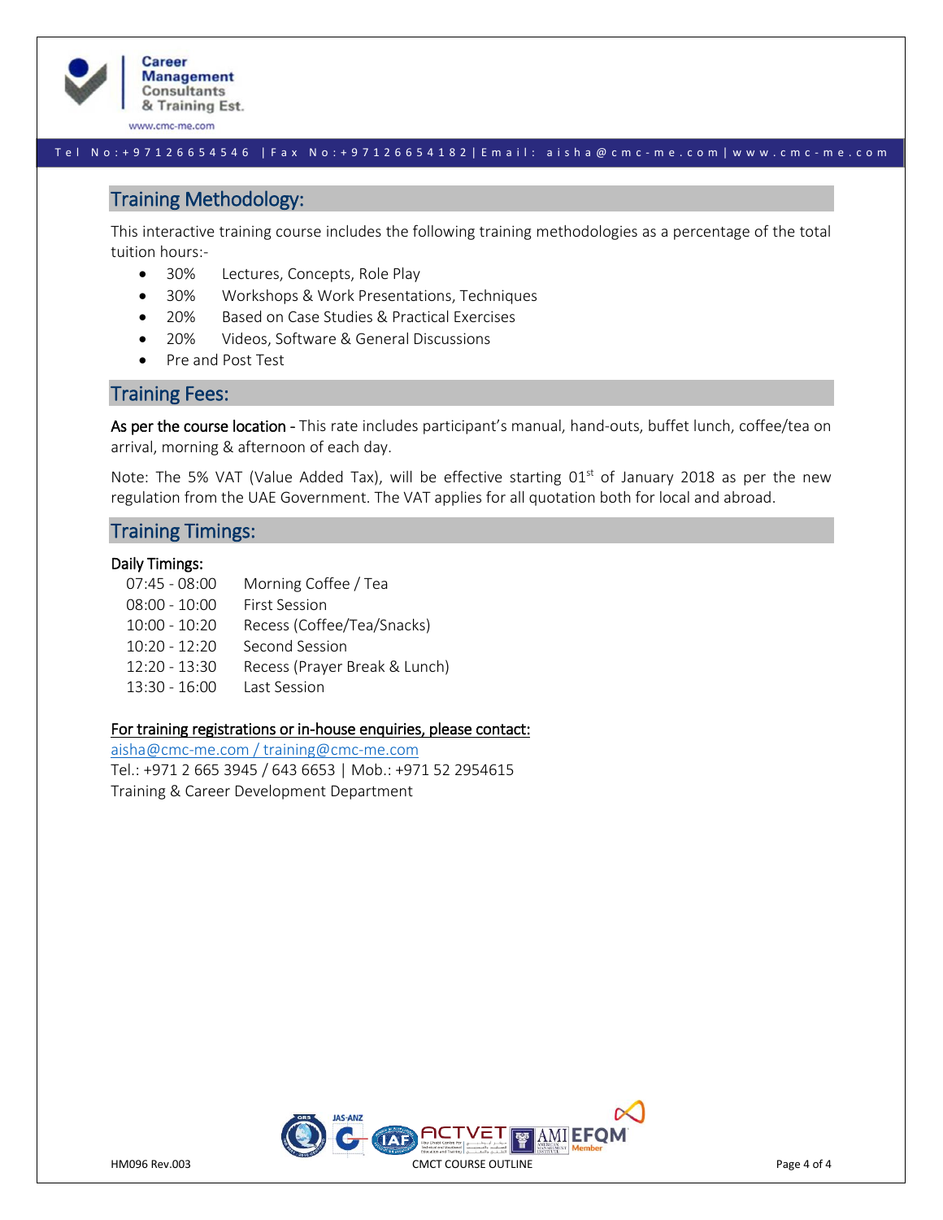## Training Methodology:

This interactive training course includes the following training methodologies as a percentage of the total tuition hours:-

- 30% Lectures, Concepts, Role Play
- 30% Workshops & Work Presentations, Techniques
- 20% Based on Case Studies & Practical Exercises
- 20% Videos, Software & General Discussions
- Pre and Post Test

## Training Fees:

**As per the course location** - This rate includes participant's manual, hand-outs, buffet lunch, coffee/tea on arrival, morning & afternoon of each day.

Note: The 5% VAT (Value Added Tax), will be effective starting 01st of January 2018 as per the new regulation from the UAE Government. The VAT applies for all quotation both for local and abroad.

## Training Timings:

**Daily Timings:**

| | |
|---|---|
| 07:45 - 08:00 | Morning Coffee / Tea |
| 08:00 - 10:00 | First Session |
| 10:00 - 10:20 | Recess (Coffee/Tea/Snacks) |
| 10:20 - 12:20 | Second Session |
| 12:20 - 13:30 | Recess (Prayer Break & Lunch) |
| 13:30 - 16:00 | Last Session |

**For training registrations or in-house enquiries, please contact:**

aisha@cmc-me.com / training@cmc-me.com
Tel.: +971 2 665 3945 / 643 6653 | Mob.: +971 52 2954615
Training & Career Development Department